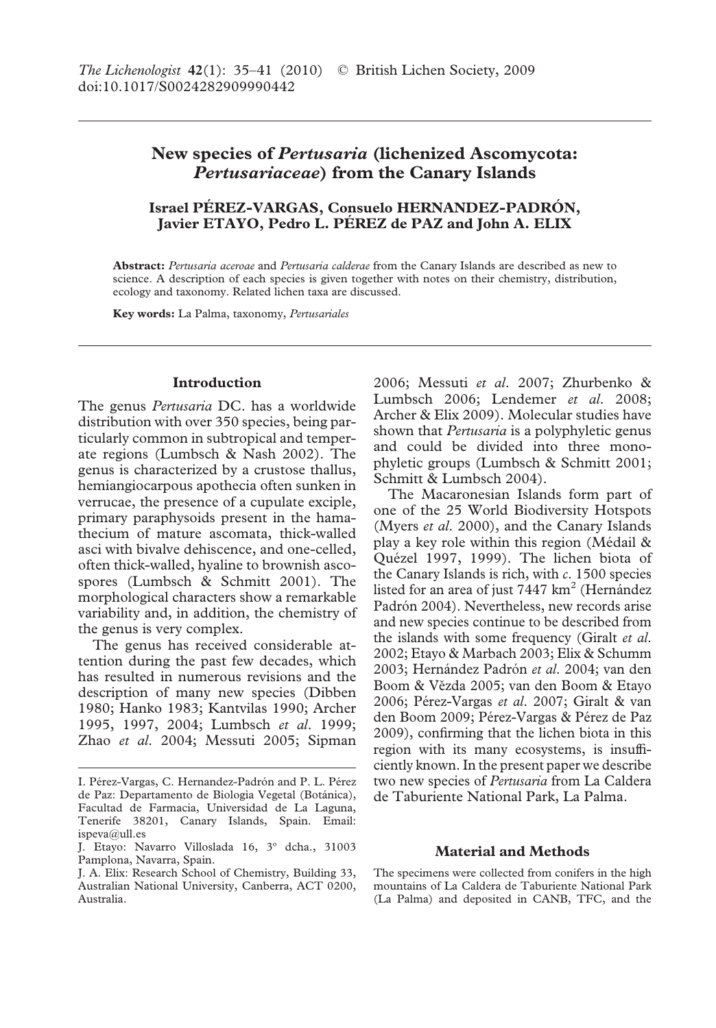*The Lichenologist* **42**(1): 35–41 (2010) © British Lichen Society, 2009
doi:10.1017/S0024282909990442

# New species of *Pertusaria* (lichenized Ascomycota: *Pertusariaceae*) from the Canary Islands

**Israel PÉREZ-VARGAS, Consuelo HERNANDEZ-PADRÓN, Javier ETAYO, Pedro L. PÉREZ de PAZ and John A. ELIX**

**Abstract:** *Pertusaria aceroae* and *Pertusaria calderae* from the Canary Islands are described as new to science. A description of each species is given together with notes on their chemistry, distribution, ecology and taxonomy. Related lichen taxa are discussed.

**Key words:** La Palma, taxonomy, *Pertusariales*

## Introduction

The genus *Pertusaria* DC. has a worldwide distribution with over 350 species, being particularly common in subtropical and temperate regions (Lumbsch & Nash 2002). The genus is characterized by a crustose thallus, hemiangiocarpous apothecia often sunken in verrucae, the presence of a cupulate exciple, primary paraphysoids present in the hamathecium of mature ascomata, thick-walled asci with bivalve dehiscence, and one-celled, often thick-walled, hyaline to brownish ascospores (Lumbsch & Schmitt 2001). The morphological characters show a remarkable variability and, in addition, the chemistry of the genus is very complex.

The genus has received considerable attention during the past few decades, which has resulted in numerous revisions and the description of many new species (Dibben 1980; Hanko 1983; Kantvilas 1990; Archer 1995, 1997, 2004; Lumbsch *et al*. 1999; Zhao *et al*. 2004; Messuti 2005; Sipman 2006; Messuti *et al*. 2007; Zhurbenko & Lumbsch 2006; Lendemer *et al*. 2008; Archer & Elix 2009). Molecular studies have shown that *Pertusaria* is a polyphyletic genus and could be divided into three monophyletic groups (Lumbsch & Schmitt 2001; Schmitt & Lumbsch 2004).

The Macaronesian Islands form part of one of the 25 World Biodiversity Hotspots (Myers *et al*. 2000), and the Canary Islands play a key role within this region (Médail & Quézel 1997, 1999). The lichen biota of the Canary Islands is rich, with *c*. 1500 species listed for an area of just 7447 km$^2$ (Hernández Padrón 2004). Nevertheless, new records arise and new species continue to be described from the islands with some frequency (Giralt *et al*. 2002; Etayo & Marbach 2003; Elix & Schumm 2003; Hernández Padrón *et al*. 2004; van den Boom & Vězda 2005; van den Boom & Etayo 2006; Pérez-Vargas *et al*. 2007; Giralt & van den Boom 2009; Pérez-Vargas & Pérez de Paz 2009), confirming that the lichen biota in this region with its many ecosystems, is insufficiently known. In the present paper we describe two new species of *Pertusaria* from La Caldera de Taburiente National Park, La Palma.

## Material and Methods

The specimens were collected from conifers in the high mountains of La Caldera de Taburiente National Park (La Palma) and deposited in CANB, TFC, and the

---

I. Pérez-Vargas, C. Hernandez-Padrón and P. L. Pérez de Paz: Departamento de Biologìa Vegetal (Botánica), Facultad de Farmacia, Universidad de La Laguna, Tenerife 38201, Canary Islands, Spain. Email: ispeva@ull.es

J. Etayo: Navarro Villoslada 16, 3º dcha., 31003 Pamplona, Navarra, Spain.

J. A. Elix: Research School of Chemistry, Building 33, Australian National University, Canberra, ACT 0200, Australia.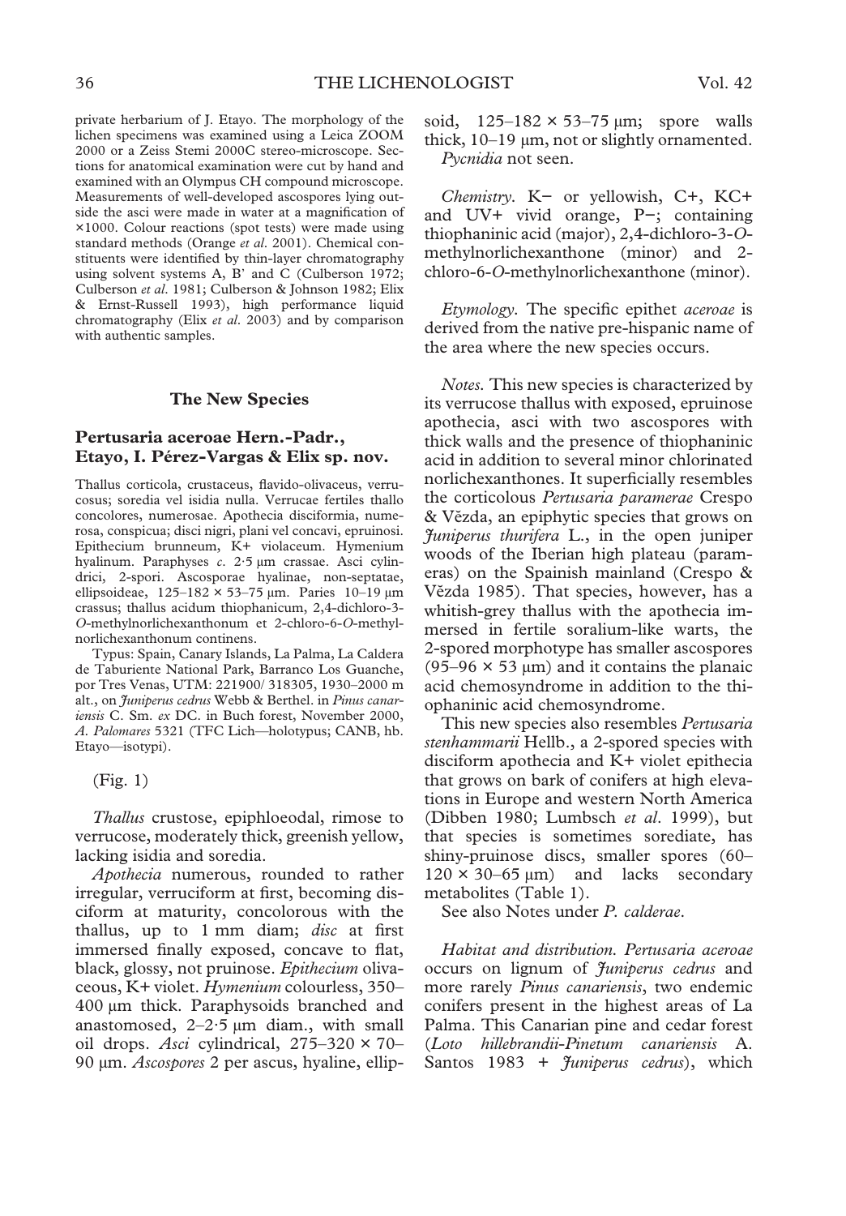private herbarium of J. Etayo. The morphology of the lichen specimens was examined using a Leica ZOOM 2000 or a Zeiss Stemi 2000C stereo-microscope. Sections for anatomical examination were cut by hand and examined with an Olympus CH compound microscope. Measurements of well-developed ascospores lying outside the asci were made in water at a magnification of ×1000. Colour reactions (spot tests) were made using standard methods (Orange *et al.* 2001). Chemical constituents were identified by thin-layer chromatography using solvent systems A, B' and C (Culberson 1972; Culberson *et al.* 1981; Culberson & Johnson 1982; Elix & Ernst-Russell 1993), high performance liquid chromatography (Elix *et al.* 2003) and by comparison with authentic samples.

## The New Species

### Pertusaria aceroae Hern.-Padr., Etayo, I. Pérez-Vargas & Elix sp. nov.

Thallus corticola, crustaceus, flavido-olivaceus, verrucosus; soredia vel isidia nulla. Verrucae fertiles thallo concolores, numerosae. Apothecia disciformia, numerosa, conspicua; disci nigri, plani vel concavi, epruinosi. Epithecium brunneum, K+ violaceum. Hymenium hyalinum. Paraphyses *c.* 2·5 µm crassae. Asci cylindrici, 2-spori. Ascosporae hyalinae, non-septatae, ellipsoideae, 125–182 × 53–75 µm. Paries 10–19 µm crassus; thallus acidum thiophanicum, 2,4-dichloro-3-*O*-methylnorlichexanthonum et 2-chloro-6-*O*-methylnorlichexanthonum continens.

Typus: Spain, Canary Islands, La Palma, La Caldera de Taburiente National Park, Barranco Los Guanche, por Tres Venas, UTM: 221900/ 318305, 1930–2000 m alt., on *Juniperus cedrus* Webb & Berthel. in *Pinus canariensis* C. Sm. *ex* DC. in Buch forest, November 2000, *A. Palomares* 5321 (TFC Lich—holotypus; CANB, hb. Etayo—isotypi).

(Fig. 1)

*Thallus* crustose, epiphloeodal, rimose to verrucose, moderately thick, greenish yellow, lacking isidia and soredia.

*Apothecia* numerous, rounded to rather irregular, verruciform at first, becoming disciform at maturity, concolorous with the thallus, up to 1 mm diam; *disc* at first immersed finally exposed, concave to flat, black, glossy, not pruinose. *Epithecium* olivaceous, K+ violet. *Hymenium* colourless, 350–400 µm thick. Paraphysoids branched and anastomosed, 2–2·5 µm diam., with small oil drops. *Asci* cylindrical, 275–320 × 70–90 µm. *Ascospores* 2 per ascus, hyaline, ellipsoid, 125–182 × 53–75 µm; spore walls thick, 10–19 µm, not or slightly ornamented.

*Pycnidia* not seen.

*Chemistry.* K− or yellowish, C+, KC+ and UV+ vivid orange, P−; containing thiophaninic acid (major), 2,4-dichloro-3-*O*-methylnorlichexanthone (minor) and 2-chloro-6-*O*-methylnorlichexanthone (minor).

*Etymology.* The specific epithet *aceroae* is derived from the native pre-hispanic name of the area where the new species occurs.

*Notes.* This new species is characterized by its verrucose thallus with exposed, epruinose apothecia, asci with two ascospores with thick walls and the presence of thiophaninic acid in addition to several minor chlorinated norlichexanthones. It superficially resembles the corticolous *Pertusaria paramerae* Crespo & Vězda, an epiphytic species that grows on *Juniperus thurifera* L., in the open juniper woods of the Iberian high plateau (parameras) on the Spainish mainland (Crespo & Vězda 1985). That species, however, has a whitish-grey thallus with the apothecia immersed in fertile soralium-like warts, the 2-spored morphotype has smaller ascospores (95–96 × 53 µm) and it contains the planaic acid chemosyndrome in addition to the thiophaninic acid chemosyndrome.

This new species also resembles *Pertusaria stenhammarii* Hellb., a 2-spored species with disciform apothecia and K+ violet epithecia that grows on bark of conifers at high elevations in Europe and western North America (Dibben 1980; Lumbsch *et al.* 1999), but that species is sometimes sorediate, has shiny-pruinose discs, smaller spores (60–120 × 30–65 µm) and lacks secondary metabolites (Table 1).

See also Notes under *P. calderae*.

*Habitat and distribution. Pertusaria aceroae* occurs on lignum of *Juniperus cedrus* and more rarely *Pinus canariensis*, two endemic conifers present in the highest areas of La Palma. This Canarian pine and cedar forest (*Loto hillebrandii-Pinetum canariensis* A. Santos 1983 + *Juniperus cedrus*), which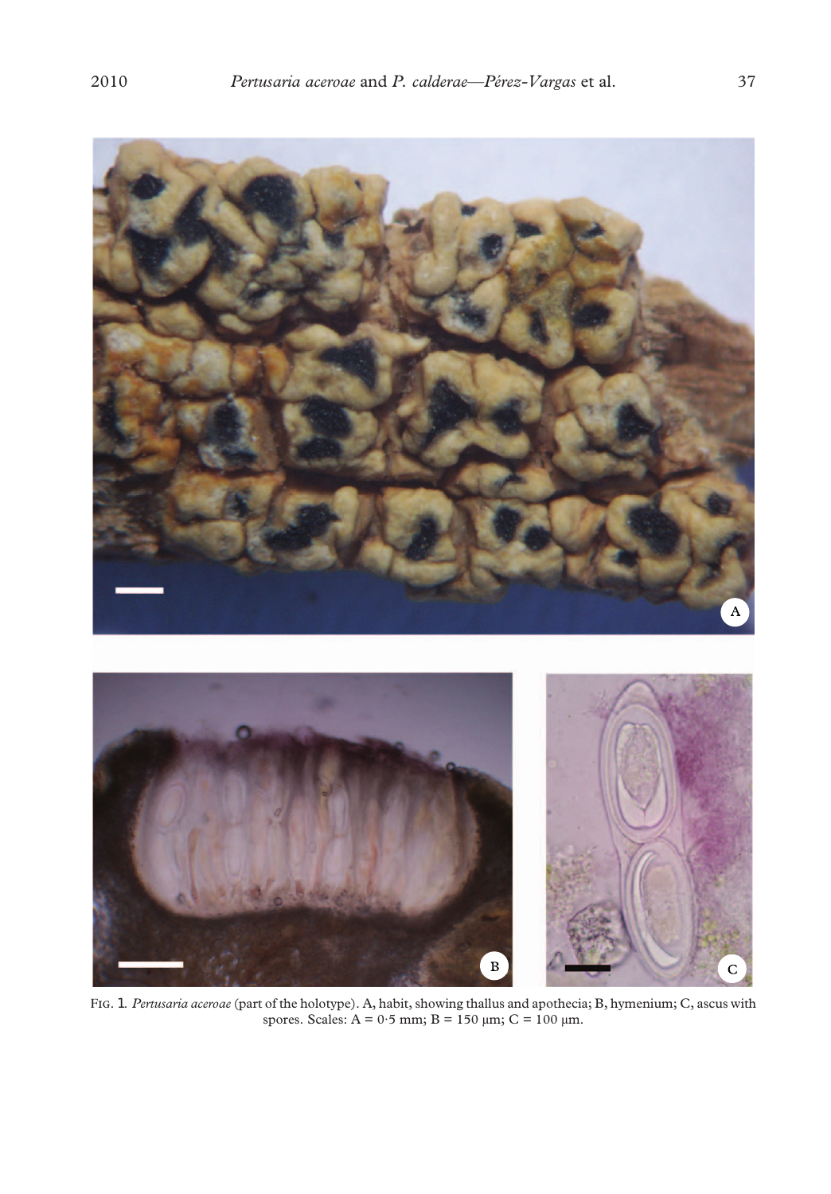FIG. 1. *Pertusaria aceroae* (part of the holotype). A, habit, showing thallus and apothecia; B, hymenium; C, ascus with spores. Scales: A = 0·5 mm; B = 150 μm; C = 100 μm.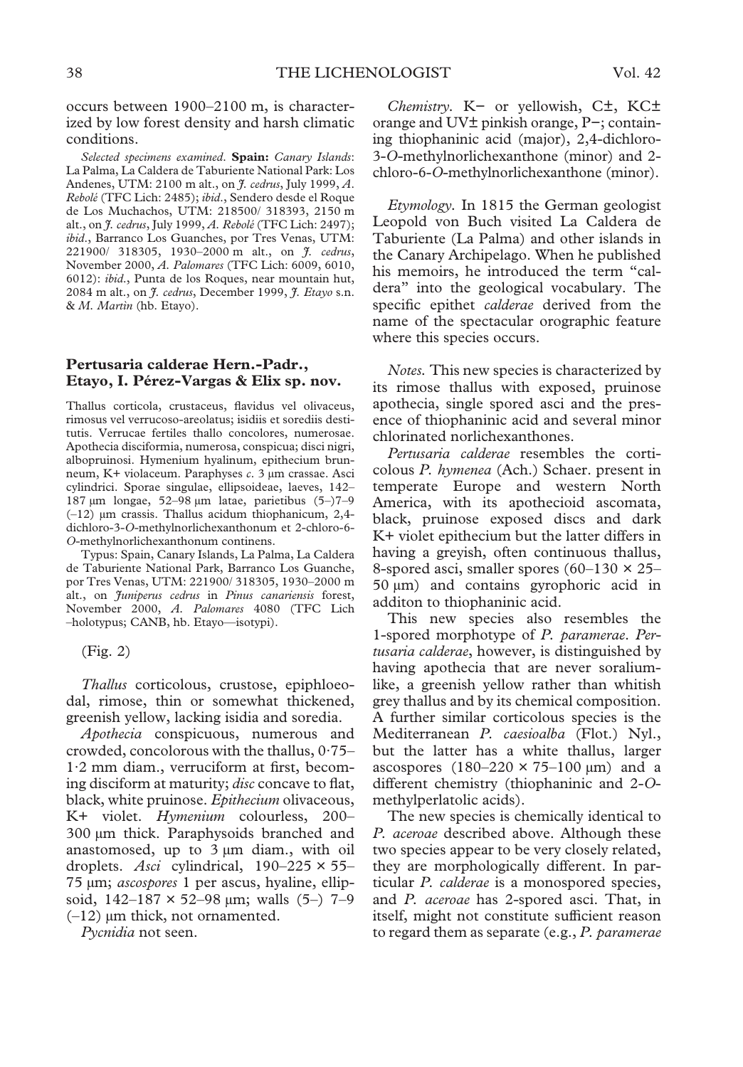occurs between 1900–2100 m, is characterized by low forest density and harsh climatic conditions.

*Selected specimens examined.* **Spain:** *Canary Islands*: La Palma, La Caldera de Taburiente National Park: Los Andenes, UTM: 2100 m alt., on *J. cedrus*, July 1999, *A. Rebolé* (TFC Lich: 2485); *ibid*., Sendero desde el Roque de Los Muchachos, UTM: 218500/ 318393, 2150 m alt., on *J. cedrus*, July 1999, *A. Rebolé* (TFC Lich: 2497); *ibid*., Barranco Los Guanches, por Tres Venas, UTM: 221900/ 318305, 1930–2000 m alt., on *J. cedrus*, November 2000, *A. Palomares* (TFC Lich: 6009, 6010, 6012): *ibid*., Punta de los Roques, near mountain hut, 2084 m alt., on *J. cedrus*, December 1999, *J. Etayo* s.n. & *M. Martin* (hb. Etayo).

## Pertusaria calderae Hern.-Padr., Etayo, I. Pérez-Vargas & Elix sp. nov.

Thallus corticola, crustaceus, flavidus vel olivaceus, rimosus vel verrucoso-areolatus; isidiis et sorediis destitutis. Verrucae fertiles thallo concolores, numerosae. Apothecia disciformia, numerosa, conspicua; disci nigri, albopruinosi. Hymenium hyalinum, epithecium brunneum, K+ violaceum. Paraphyses *c.* 3 μm crassae. Asci cylindrici. Sporae singulae, ellipsoideae, laeves, 142–187 μm longae, 52–98 μm latae, parietibus (5–)7–9 (–12) μm crassis. Thallus acidum thiophanicum, 2,4-dichloro-3-*O*-methylnorlichexanthonum et 2-chloro-6-*O*-methylnorlichexanthonum continens.

Typus: Spain, Canary Islands, La Palma, La Caldera de Taburiente National Park, Barranco Los Guanche, por Tres Venas, UTM: 221900/ 318305, 1930–2000 m alt., on *Juniperus cedrus* in *Pinus canariensis* forest, November 2000, *A. Palomares* 4080 (TFC Lich –holotypus; CANB, hb. Etayo—isotypi).

(Fig. 2)

*Thallus* corticolous, crustose, epiphloeodal, rimose, thin or somewhat thickened, greenish yellow, lacking isidia and soredia.

*Apothecia* conspicuous, numerous and crowded, concolorous with the thallus, 0·75–1·2 mm diam., verruciform at first, becoming disciform at maturity; *disc* concave to flat, black, white pruinose. *Epithecium* olivaceous, K+ violet. *Hymenium* colourless, 200–300 μm thick. Paraphysoids branched and anastomosed, up to 3 μm diam., with oil droplets. *Asci* cylindrical, 190–225 × 55–75 μm; *ascospores* 1 per ascus, hyaline, ellipsoid, 142–187 × 52–98 μm; walls (5–) 7–9 (–12) μm thick, not ornamented.

*Pycnidia* not seen.

*Chemistry.* K− or yellowish, C±, KC± orange and UV± pinkish orange, P−; containing thiophaninic acid (major), 2,4-dichloro-3-*O*-methylnorlichexanthone (minor) and 2-chloro-6-*O*-methylnorlichexanthone (minor).

*Etymology.* In 1815 the German geologist Leopold von Buch visited La Caldera de Taburiente (La Palma) and other islands in the Canary Archipelago. When he published his memoirs, he introduced the term "caldera" into the geological vocabulary. The specific epithet *calderae* derived from the name of the spectacular orographic feature where this species occurs.

*Notes.* This new species is characterized by its rimose thallus with exposed, pruinose apothecia, single spored asci and the presence of thiophaninic acid and several minor chlorinated norlichexanthones.

*Pertusaria calderae* resembles the corticolous *P. hymenea* (Ach.) Schaer. present in temperate Europe and western North America, with its apothecioid ascomata, black, pruinose exposed discs and dark K+ violet epithecium but the latter differs in having a greyish, often continuous thallus, 8-spored asci, smaller spores (60–130 × 25–50 μm) and contains gyrophoric acid in additon to thiophaninic acid.

This new species also resembles the 1-spored morphotype of *P. paramerae*. *Pertusaria calderae*, however, is distinguished by having apothecia that are never soralium-like, a greenish yellow rather than whitish grey thallus and by its chemical composition. A further similar corticolous species is the Mediterranean *P. caesioalba* (Flot.) Nyl., but the latter has a white thallus, larger ascospores (180–220 × 75–100 μm) and a different chemistry (thiophaninic and 2-*O*-methylperlatolic acids).

The new species is chemically identical to *P. aceroae* described above. Although these two species appear to be very closely related, they are morphologically different. In particular *P. calderae* is a monospored species, and *P. aceroae* has 2-spored asci. That, in itself, might not constitute sufficient reason to regard them as separate (e.g., *P. paramerae*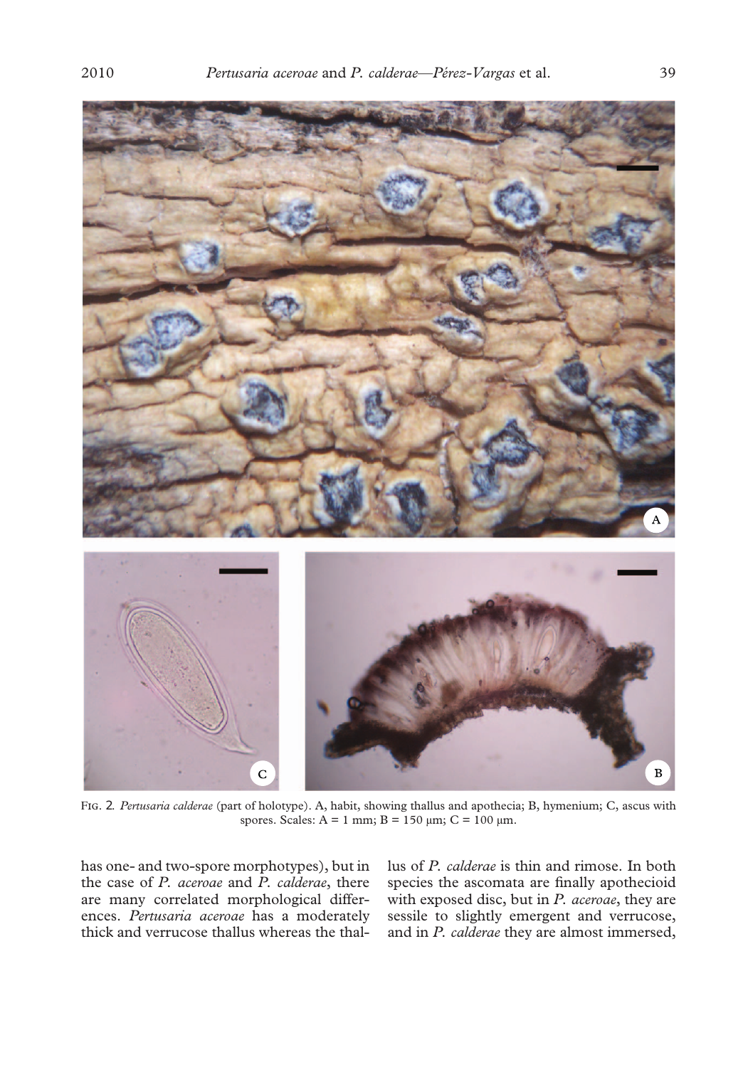FIG. 2. *Pertusaria calderae* (part of holotype). A, habit, showing thallus and apothecia; B, hymenium; C, ascus with spores. Scales: A = 1 mm; B = 150 µm; C = 100 µm.

has one- and two-spore morphotypes), but in the case of *P. aceroae* and *P. calderae*, there are many correlated morphological differences. *Pertusaria aceroae* has a moderately thick and verrucose thallus whereas the thallus of *P. calderae* is thin and rimose. In both species the ascomata are finally apothecioid with exposed disc, but in *P. aceroae*, they are sessile to slightly emergent and verrucose, and in *P. calderae* they are almost immersed,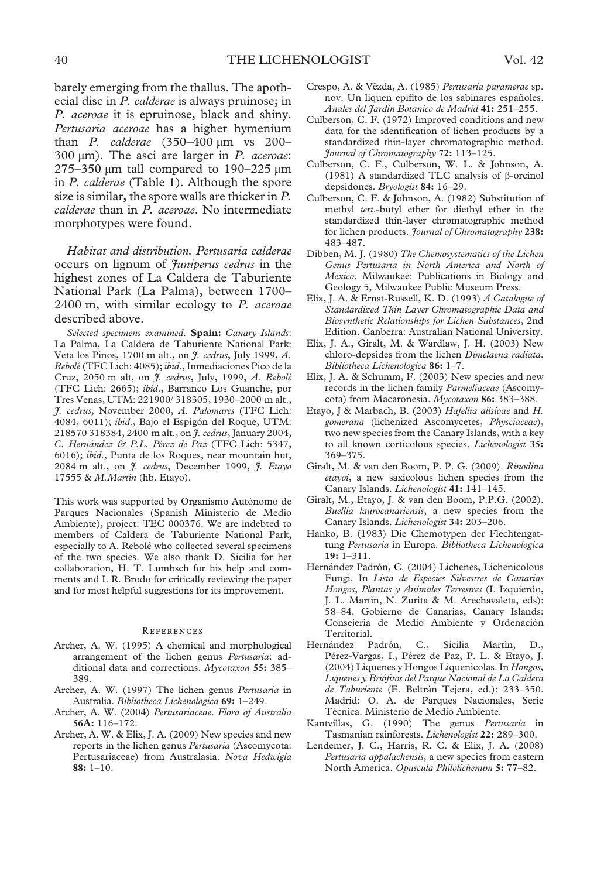barely emerging from the thallus. The apothecial disc in *P. calderae* is always pruinose; in *P. aceroae* it is epruinose, black and shiny. *Pertusaria aceroae* has a higher hymenium than *P. calderae* (350–400 μm vs 200–300 μm). The asci are larger in *P. aceroae*: 275–350 μm tall compared to 190–225 μm in *P. calderae* (Table 1). Although the spore size is similar, the spore walls are thicker in *P. calderae* than in *P. aceroae*. No intermediate morphotypes were found.

*Habitat and distribution. Pertusaria calderae* occurs on lignum of *Juniperus cedrus* in the highest zones of La Caldera de Taburiente National Park (La Palma), between 1700–2400 m, with similar ecology to *P. aceroae* described above.

*Selected specimens examined.* **Spain:** *Canary Islands*: La Palma, La Caldera de Taburiente National Park: Veta los Pinos, 1700 m alt., on *J. cedrus*, July 1999, *A. Rebolé* (TFC Lich: 4085); *ibid.*, Inmediaciones Pico de la Cruz, 2050 m alt, on *J. cedrus*, July, 1999, *A. Rebolé* (TFC Lich: 2665); *ibid.*, Barranco Los Guanche, por Tres Venas, UTM: 221900/ 318305, 1930–2000 m alt., *J. cedrus*, November 2000, *A. Palomares* (TFC Lich: 4084, 6011); *ibid.*, Bajo el Espigón del Roque, UTM: 218570 318384, 2400 m alt., on *J. cedrus*, January 2004, *C. Hernández & P.L. Pérez de Paz* (TFC Lich: 5347, 6016); *ibid.*, Punta de los Roques, near mountain hut, 2084 m alt., on *J. cedrus*, December 1999, *J. Etayo* 17555 & *M.Martin* (hb. Etayo).

This work was supported by Organismo Autónomo de Parques Nacionales (Spanish Ministerio de Medio Ambiente), project: TEC 000376. We are indebted to members of Caldera de Taburiente National Park, especially to A. Rebolé who collected several specimens of the two species. We also thank D. Sicilia for her collaboration, H. T. Lumbsch for his help and comments and I. R. Brodo for critically reviewing the paper and for most helpful suggestions for its improvement.

## References

Archer, A. W. (1995) A chemical and morphological arrangement of the lichen genus *Pertusaria*: additional data and corrections. *Mycotaxon* **55:** 385–389.

Archer, A. W. (1997) The lichen genus *Pertusaria* in Australia. *Bibliotheca Lichenologica* **69:** 1–249.

Archer, A. W. (2004) *Pertusariaceae*. *Flora of Australia* **56A:** 116–172.

Archer, A. W. & Elix, J. A. (2009) New species and new reports in the lichen genus *Pertusaria* (Ascomycota: Pertusariaceae) from Australasia. *Nova Hedwigia* **88:** 1–10.

Crespo, A. & Vězda, A. (1985) *Pertusaria paramerae* sp. nov. Un liquen epífito de los sabinares españoles. *Anales del Jardín Botanico de Madrid* **41:** 251–255.

Culberson, C. F. (1972) Improved conditions and new data for the identification of lichen products by a standardized thin-layer chromatographic method. *Journal of Chromatography* **72:** 113–125.

Culberson, C. F., Culberson, W. L. & Johnson, A. (1981) A standardized TLC analysis of β-orcinol depsidones. *Bryologist* **84:** 16–29.

Culberson, C. F. & Johnson, A. (1982) Substitution of methyl *tert.*-butyl ether for diethyl ether in the standardized thin-layer chromatographic method for lichen products. *Journal of Chromatography* **238:** 483–487.

Dibben, M. J. (1980) *The Chemosystematics of the Lichen Genus Pertusaria in North America and North of Mexico*. Milwaukee: Publications in Biology and Geology 5, Milwaukee Public Museum Press.

Elix, J. A. & Ernst-Russell, K. D. (1993) *A Catalogue of Standardized Thin Layer Chromatographic Data and Biosynthetic Relationships for Lichen Substances*, 2nd Edition. Canberra: Australian National University.

Elix, J. A., Giralt, M. & Wardlaw, J. H. (2003) New chloro-depsides from the lichen *Dimelaena radiata*. *Bibliotheca Lichenologica* **86:** 1–7.

Elix, J. A. & Schumm, F. (2003) New species and new records in the lichen family *Parmeliaceae* (Ascomycota) from Macaronesia. *Mycotaxon* **86:** 383–388.

Etayo, J & Marbach, B. (2003) *Hafellia alisioae* and *H. gomerana* (lichenized Ascomycetes, *Physciaceae*), two new species from the Canary Islands, with a key to all known corticolous species. *Lichenologist* **35:** 369–375.

Giralt, M. & van den Boom, P. P. G. (2009). *Rinodina etayoi*, a new saxicolous lichen species from the Canary Islands. *Lichenologist* **41:** 141–145.

Giralt, M., Etayo, J. & van den Boom, P.P.G. (2002). *Buellia laurocanariensis*, a new species from the Canary Islands. *Lichenologist* **34:** 203–206.

Hanko, B. (1983) Die Chemotypen der Flechtengattung *Pertusaria* in Europa. *Bibliotheca Lichenologica* **19:** 1–311.

Hernández Padrón, C. (2004) Lichenes, Lichenicolous Fungi. In *Lista de Especies Silvestres de Canarias Hongos, Plantas y Animales Terrestres* (I. Izquierdo, J. L. Martìn, N. Zurita & M. Arechavaleta, eds): 58–84. Gobierno de Canarias, Canary Islands: Consejerìa de Medio Ambiente y Ordenación Territorial.

Hernández Padrón, C., Sicilia Martìn, D., Pérez-Vargas, I., Pérez de Paz, P. L. & Etayo, J. (2004) Liquenes y Hongos Liquenicolas. In *Hongos, Liquenes y Briófitos del Parque Nacional de La Caldera de Taburiente* (E. Beltrán Tejera, ed.): 233–350. Madrid: O. A. de Parques Nacionales, Serie Técnica. Ministerio de Medio Ambiente.

Kantvillas, G. (1990) The genus *Pertusaria* in Tasmanian rainforests. *Lichenologist* **22:** 289–300.

Lendemer, J. C., Harris, R. C. & Elix, J. A. (2008) *Pertusaria appalachensis*, a new species from eastern North America. *Opuscula Philolichenum* **5:** 77–82.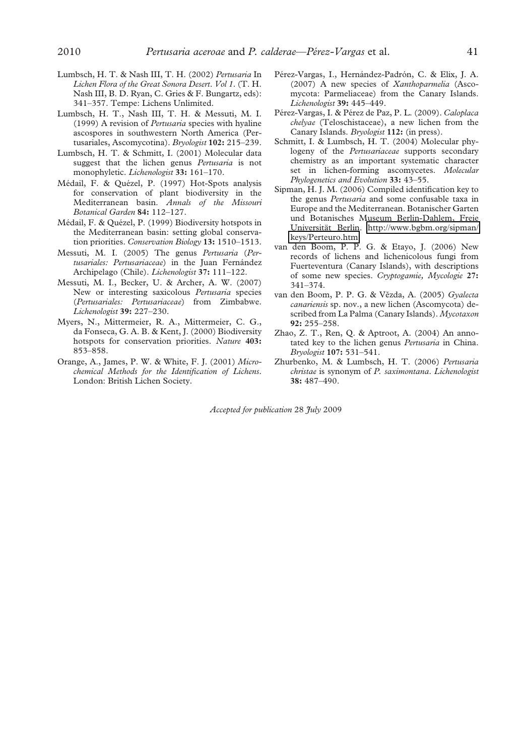Lumbsch, H. T. & Nash III, T. H. (2002) *Pertusaria* In *Lichen Flora of the Great Sonora Desert*. *Vol 1*. (T. H. Nash III, B. D. Ryan, C. Gries & F. Bungartz, eds): 341–357. Tempe: Lichens Unlimited.

Lumbsch, H. T., Nash III, T. H. & Messuti, M. I. (1999) A revision of *Pertusaria* species with hyaline ascospores in southwestern North America (Pertusariales, Ascomycotina). *Bryologist* **102:** 215–239.

Lumbsch, H. T. & Schmitt, I. (2001) Molecular data suggest that the lichen genus *Pertusaria* is not monophyletic. *Lichenologist* **33:** 161–170.

Médail, F. & Quézel, P. (1997) Hot-Spots analysis for conservation of plant biodiversity in the Mediterranean basin. *Annals of the Missouri Botanical Garden* **84:** 112–127.

Médail, F. & Quézel, P. (1999) Biodiversity hotspots in the Mediterranean basin: setting global conservation priorities. *Conservation Biology* **13:** 1510–1513.

Messuti, M. I. (2005) The genus *Pertusaria* (*Pertusariales: Pertusariaceae*) in the Juan Fernández Archipelago (Chile). *Lichenologist* **37:** 111–122.

Messuti, M. I., Becker, U. & Archer, A. W. (2007) New or interesting saxicolous *Pertusaria* species (*Pertusariales: Pertusariaceae*) from Zimbabwe. *Lichenologist* **39:** 227–230.

Myers, N., Mittermeier, R. A., Mittermeier, C. G., da Fonseca, G. A. B. & Kent, J. (2000) Biodiversity hotspots for conservation priorities. *Nature* **403:** 853–858.

Orange, A., James, P. W. & White, F. J. (2001) *Microchemical Methods for the Identification of Lichens*. London: British Lichen Society.

Pérez-Vargas, I., Hernández-Padrón, C. & Elix, J. A. (2007) A new species of *Xanthoparmelia* (Ascomycota: Parmeliaceae) from the Canary Islands. *Lichenologist* **39:** 445–449.

Pérez-Vargas, I. & Pérez de Paz, P. L. (2009). *Caloplaca chelyae* (Teloschistaceae), a new lichen from the Canary Islands. *Bryologist* **112:** (in press).

Schmitt, I. & Lumbsch, H. T. (2004) Molecular phylogeny of the *Pertusariaceae* supports secondary chemistry as an important systematic character set in lichen-forming ascomycetes. *Molecular Phylogenetics and Evolution* **33:** 43–55.

Sipman, H. J. M. (2006) Compiled identification key to the genus *Pertusaria* and some confusable taxa in Europe and the Mediterranean. Botanischer Garten und Botanisches Museum Berlin-Dahlem, Freie Universität Berlin. http://www.bgbm.org/sipman/keys/Perteuro.htm

van den Boom, P. P. G. & Etayo, J. (2006) New records of lichens and lichenicolous fungi from Fuerteventura (Canary Islands), with descriptions of some new species. *Cryptogamie, Mycologie* **27:** 341–374.

van den Boom, P. P. G. & Vězda, A. (2005) *Gyalecta canariensis* sp. nov., a new lichen (Ascomycota) described from La Palma (Canary Islands). *Mycotaxon* **92:** 255–258.

Zhao, Z. T., Ren, Q. & Aptroot, A. (2004) An annotated key to the lichen genus *Pertusaria* in China. *Bryologist* **107:** 531–541.

Zhurbenko, M. & Lumbsch, H. T. (2006) *Pertusaria christae* is synonym of *P. saximontana*. *Lichenologist* **38:** 487–490.

*Accepted for publication 28 July 2009*